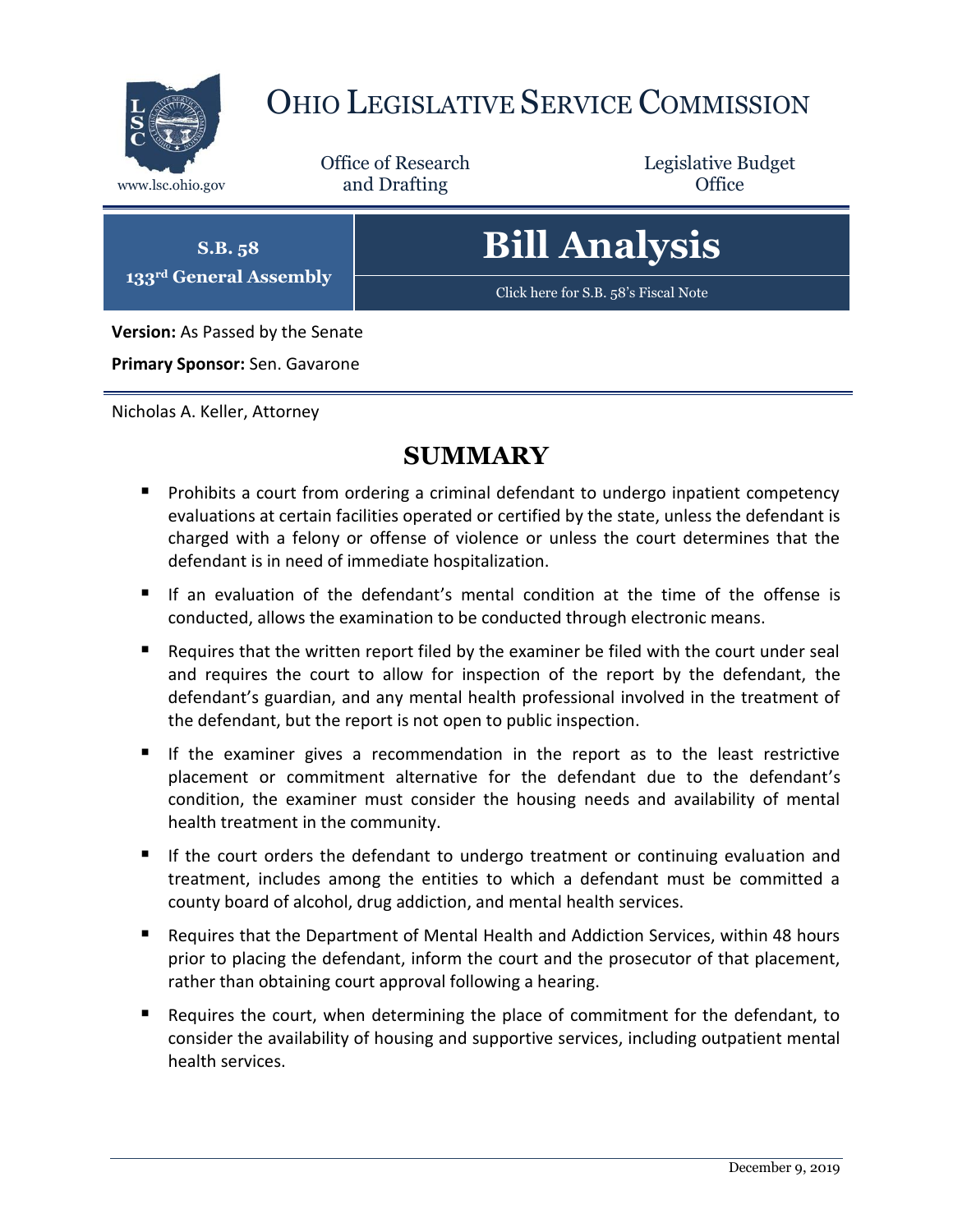# Ohio Legislative Service Commission

www.lsc.ohio.gov

Office of Research and Drafting

Legislative Budget Office

**S.B. 58**
**133rd General Assembly**

# Bill Analysis

Click here for S.B. 58's Fiscal Note

**Version:** As Passed by the Senate

**Primary Sponsor:** Sen. Gavarone

Nicholas A. Keller, Attorney

## SUMMARY

- Prohibits a court from ordering a criminal defendant to undergo inpatient competency evaluations at certain facilities operated or certified by the state, unless the defendant is charged with a felony or offense of violence or unless the court determines that the defendant is in need of immediate hospitalization.
- If an evaluation of the defendant's mental condition at the time of the offense is conducted, allows the examination to be conducted through electronic means.
- Requires that the written report filed by the examiner be filed with the court under seal and requires the court to allow for inspection of the report by the defendant, the defendant's guardian, and any mental health professional involved in the treatment of the defendant, but the report is not open to public inspection.
- If the examiner gives a recommendation in the report as to the least restrictive placement or commitment alternative for the defendant due to the defendant's condition, the examiner must consider the housing needs and availability of mental health treatment in the community.
- If the court orders the defendant to undergo treatment or continuing evaluation and treatment, includes among the entities to which a defendant must be committed a county board of alcohol, drug addiction, and mental health services.
- Requires that the Department of Mental Health and Addiction Services, within 48 hours prior to placing the defendant, inform the court and the prosecutor of that placement, rather than obtaining court approval following a hearing.
- Requires the court, when determining the place of commitment for the defendant, to consider the availability of housing and supportive services, including outpatient mental health services.

December 9, 2019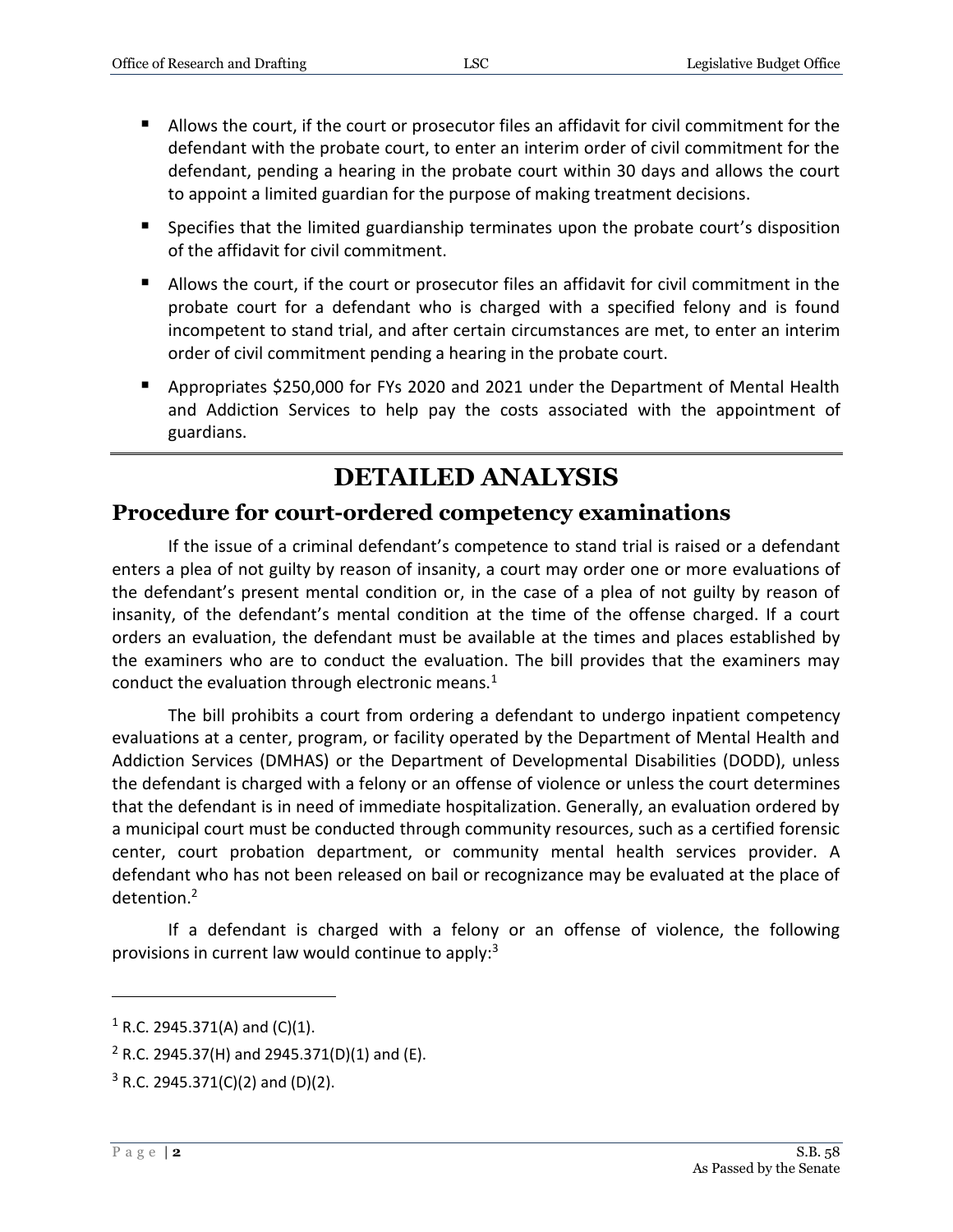- Allows the court, if the court or prosecutor files an affidavit for civil commitment for the defendant with the probate court, to enter an interim order of civil commitment for the defendant, pending a hearing in the probate court within 30 days and allows the court to appoint a limited guardian for the purpose of making treatment decisions.
- Specifies that the limited guardianship terminates upon the probate court's disposition of the affidavit for civil commitment.
- Allows the court, if the court or prosecutor files an affidavit for civil commitment in the probate court for a defendant who is charged with a specified felony and is found incompetent to stand trial, and after certain circumstances are met, to enter an interim order of civil commitment pending a hearing in the probate court.
- Appropriates $250,000 for FYs 2020 and 2021 under the Department of Mental Health and Addiction Services to help pay the costs associated with the appointment of guardians.

# DETAILED ANALYSIS

## Procedure for court-ordered competency examinations

If the issue of a criminal defendant's competence to stand trial is raised or a defendant enters a plea of not guilty by reason of insanity, a court may order one or more evaluations of the defendant's present mental condition or, in the case of a plea of not guilty by reason of insanity, of the defendant's mental condition at the time of the offense charged. If a court orders an evaluation, the defendant must be available at the times and places established by the examiners who are to conduct the evaluation. The bill provides that the examiners may conduct the evaluation through electronic means.[1]

The bill prohibits a court from ordering a defendant to undergo inpatient competency evaluations at a center, program, or facility operated by the Department of Mental Health and Addiction Services (DMHAS) or the Department of Developmental Disabilities (DODD), unless the defendant is charged with a felony or an offense of violence or unless the court determines that the defendant is in need of immediate hospitalization. Generally, an evaluation ordered by a municipal court must be conducted through community resources, such as a certified forensic center, court probation department, or community mental health services provider. A defendant who has not been released on bail or recognizance may be evaluated at the place of detention.[2]

If a defendant is charged with a felony or an offense of violence, the following provisions in current law would continue to apply:[3]

---

[1] R.C. 2945.371(A) and (C)(1).

[2] R.C. 2945.37(H) and 2945.371(D)(1) and (E).

[3] R.C. 2945.371(C)(2) and (D)(2).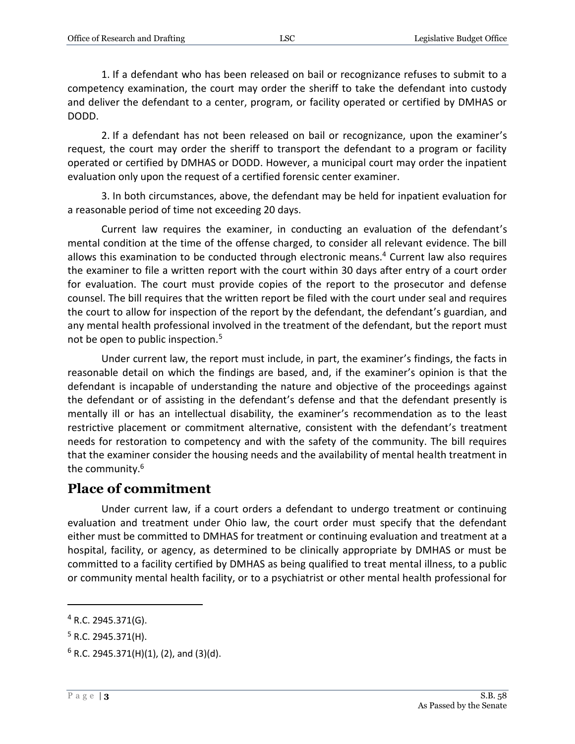1. If a defendant who has been released on bail or recognizance refuses to submit to a competency examination, the court may order the sheriff to take the defendant into custody and deliver the defendant to a center, program, or facility operated or certified by DMHAS or DODD.

2. If a defendant has not been released on bail or recognizance, upon the examiner's request, the court may order the sheriff to transport the defendant to a program or facility operated or certified by DMHAS or DODD. However, a municipal court may order the inpatient evaluation only upon the request of a certified forensic center examiner.

3. In both circumstances, above, the defendant may be held for inpatient evaluation for a reasonable period of time not exceeding 20 days.

Current law requires the examiner, in conducting an evaluation of the defendant's mental condition at the time of the offense charged, to consider all relevant evidence. The bill allows this examination to be conducted through electronic means.[4] Current law also requires the examiner to file a written report with the court within 30 days after entry of a court order for evaluation. The court must provide copies of the report to the prosecutor and defense counsel. The bill requires that the written report be filed with the court under seal and requires the court to allow for inspection of the report by the defendant, the defendant's guardian, and any mental health professional involved in the treatment of the defendant, but the report must not be open to public inspection.[5]

Under current law, the report must include, in part, the examiner's findings, the facts in reasonable detail on which the findings are based, and, if the examiner's opinion is that the defendant is incapable of understanding the nature and objective of the proceedings against the defendant or of assisting in the defendant's defense and that the defendant presently is mentally ill or has an intellectual disability, the examiner's recommendation as to the least restrictive placement or commitment alternative, consistent with the defendant's treatment needs for restoration to competency and with the safety of the community. The bill requires that the examiner consider the housing needs and the availability of mental health treatment in the community.[6]

## Place of commitment

Under current law, if a court orders a defendant to undergo treatment or continuing evaluation and treatment under Ohio law, the court order must specify that the defendant either must be committed to DMHAS for treatment or continuing evaluation and treatment at a hospital, facility, or agency, as determined to be clinically appropriate by DMHAS or must be committed to a facility certified by DMHAS as being qualified to treat mental illness, to a public or community mental health facility, or to a psychiatrist or other mental health professional for

---

[4] R.C. 2945.371(G).

[5] R.C. 2945.371(H).

[6] R.C. 2945.371(H)(1), (2), and (3)(d).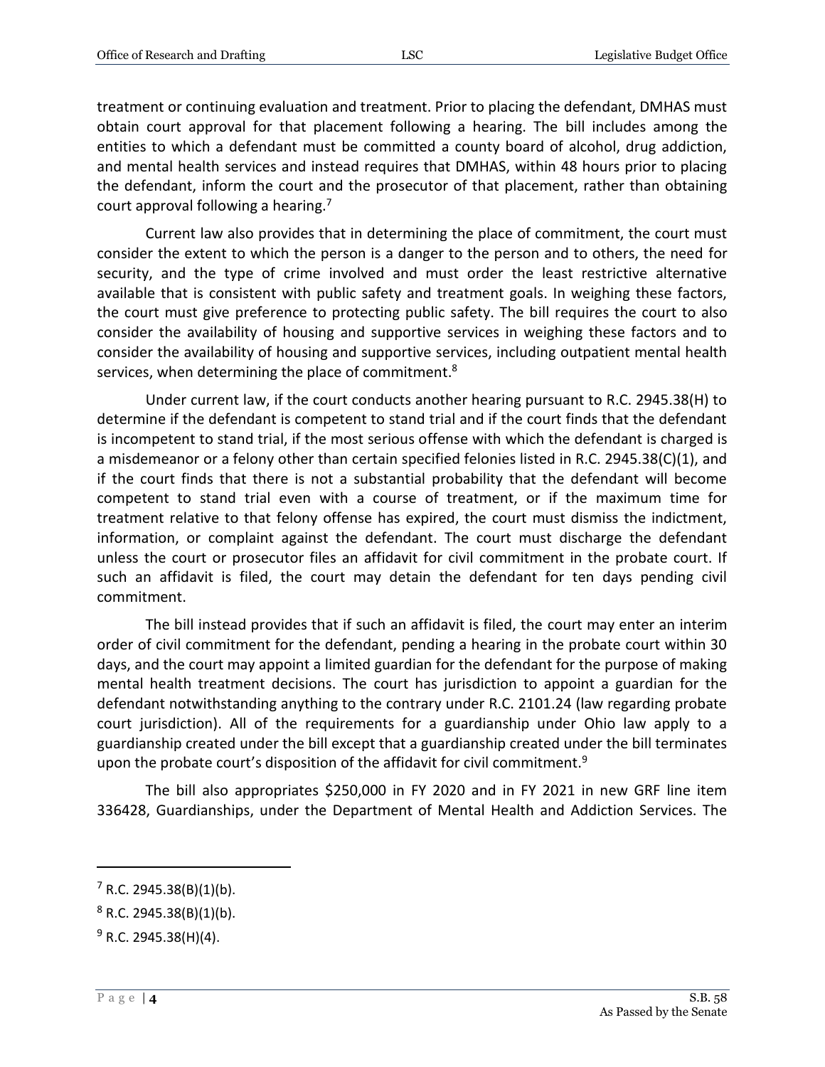treatment or continuing evaluation and treatment. Prior to placing the defendant, DMHAS must obtain court approval for that placement following a hearing. The bill includes among the entities to which a defendant must be committed a county board of alcohol, drug addiction, and mental health services and instead requires that DMHAS, within 48 hours prior to placing the defendant, inform the court and the prosecutor of that placement, rather than obtaining court approval following a hearing.[7]

Current law also provides that in determining the place of commitment, the court must consider the extent to which the person is a danger to the person and to others, the need for security, and the type of crime involved and must order the least restrictive alternative available that is consistent with public safety and treatment goals. In weighing these factors, the court must give preference to protecting public safety. The bill requires the court to also consider the availability of housing and supportive services in weighing these factors and to consider the availability of housing and supportive services, including outpatient mental health services, when determining the place of commitment.[8]

Under current law, if the court conducts another hearing pursuant to R.C. 2945.38(H) to determine if the defendant is competent to stand trial and if the court finds that the defendant is incompetent to stand trial, if the most serious offense with which the defendant is charged is a misdemeanor or a felony other than certain specified felonies listed in R.C. 2945.38(C)(1), and if the court finds that there is not a substantial probability that the defendant will become competent to stand trial even with a course of treatment, or if the maximum time for treatment relative to that felony offense has expired, the court must dismiss the indictment, information, or complaint against the defendant. The court must discharge the defendant unless the court or prosecutor files an affidavit for civil commitment in the probate court. If such an affidavit is filed, the court may detain the defendant for ten days pending civil commitment.

The bill instead provides that if such an affidavit is filed, the court may enter an interim order of civil commitment for the defendant, pending a hearing in the probate court within 30 days, and the court may appoint a limited guardian for the defendant for the purpose of making mental health treatment decisions. The court has jurisdiction to appoint a guardian for the defendant notwithstanding anything to the contrary under R.C. 2101.24 (law regarding probate court jurisdiction). All of the requirements for a guardianship under Ohio law apply to a guardianship created under the bill except that a guardianship created under the bill terminates upon the probate court's disposition of the affidavit for civil commitment.[9]

The bill also appropriates $250,000 in FY 2020 and in FY 2021 in new GRF line item 336428, Guardianships, under the Department of Mental Health and Addiction Services. The

---

[7] R.C. 2945.38(B)(1)(b).

[8] R.C. 2945.38(B)(1)(b).

[9] R.C. 2945.38(H)(4).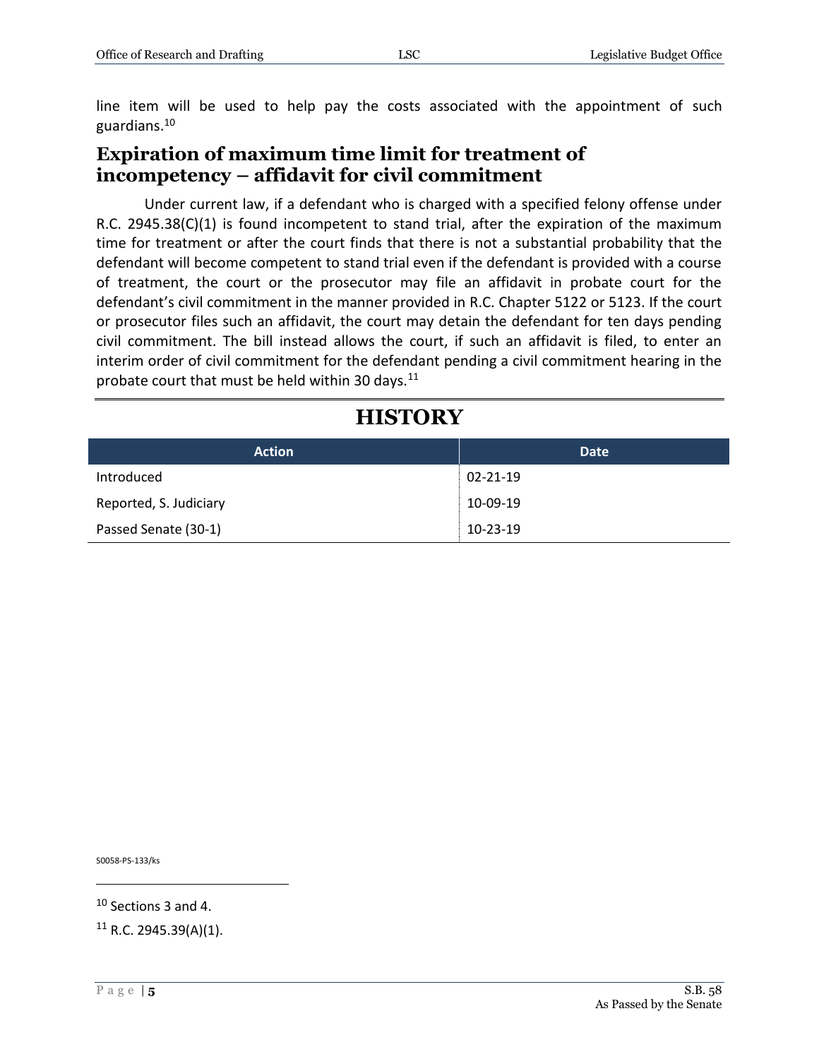line item will be used to help pay the costs associated with the appointment of such guardians.[10]

## Expiration of maximum time limit for treatment of incompetency – affidavit for civil commitment

Under current law, if a defendant who is charged with a specified felony offense under R.C. 2945.38(C)(1) is found incompetent to stand trial, after the expiration of the maximum time for treatment or after the court finds that there is not a substantial probability that the defendant will become competent to stand trial even if the defendant is provided with a course of treatment, the court or the prosecutor may file an affidavit in probate court for the defendant's civil commitment in the manner provided in R.C. Chapter 5122 or 5123. If the court or prosecutor files such an affidavit, the court may detain the defendant for ten days pending civil commitment. The bill instead allows the court, if such an affidavit is filed, to enter an interim order of civil commitment for the defendant pending a civil commitment hearing in the probate court that must be held within 30 days.[11]

# HISTORY

| Action | Date |
|---|---|
| Introduced | 02-21-19 |
| Reported, S. Judiciary | 10-09-19 |
| Passed Senate (30-1) | 10-23-19 |

S0058-PS-133/ks

[10] Sections 3 and 4.

[11] R.C. 2945.39(A)(1).